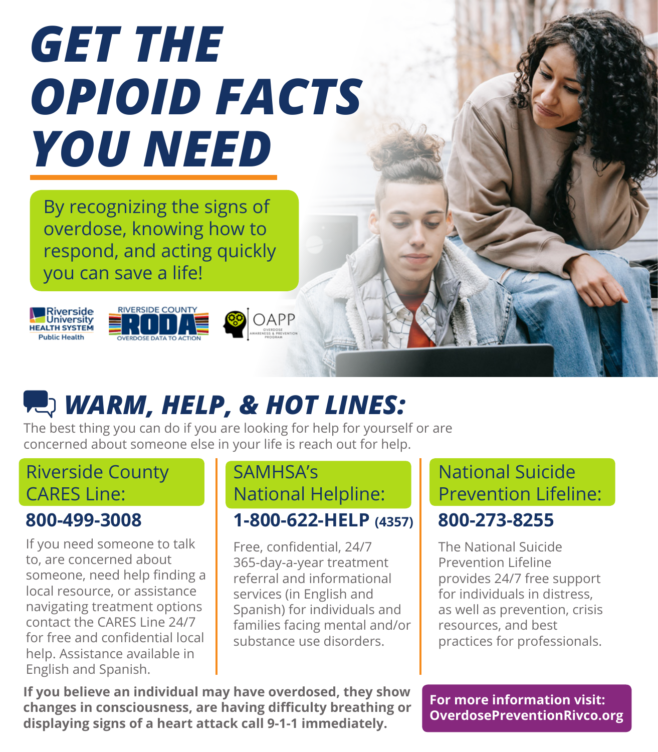# GET THE OPIOID FACTS YOU NEED

By recognizing the signs of overdose, knowing how to respond, and acting quickly you can save a life!

Riverside University HEALTH SYSTEM Public Health | RIVERSIDE COUNTY RODA OVERDOSE DATA TO ACTION | OAPP OVERDOSE AWARENESS & PREVENTION PROGRAM

## WARM, HELP, & HOT LINES:

The best thing you can do if you are looking for help for yourself or are concerned about someone else in your life is reach out for help.

### Riverside County CARES Line:

**800-499-3008**

If you need someone to talk to, are concerned about someone, need help finding a local resource, or assistance navigating treatment options contact the CARES Line 24/7 for free and confidential local help. Assistance available in English and Spanish.

### SAMHSA's National Helpline:

**1-800-622-HELP (4357)**

Free, confidential, 24/7 365-day-a-year treatment referral and informational services (in English and Spanish) for individuals and families facing mental and/or substance use disorders.

### National Suicide Prevention Lifeline:

**800-273-8255**

The National Suicide Prevention Lifeline provides 24/7 free support for individuals in distress, as well as prevention, crisis resources, and best practices for professionals.

**If you believe an individual may have overdosed, they show changes in consciousness, are having difficulty breathing or displaying signs of a heart attack call 9-1-1 immediately.**

**For more information visit: OverdosePreventionRivco.org**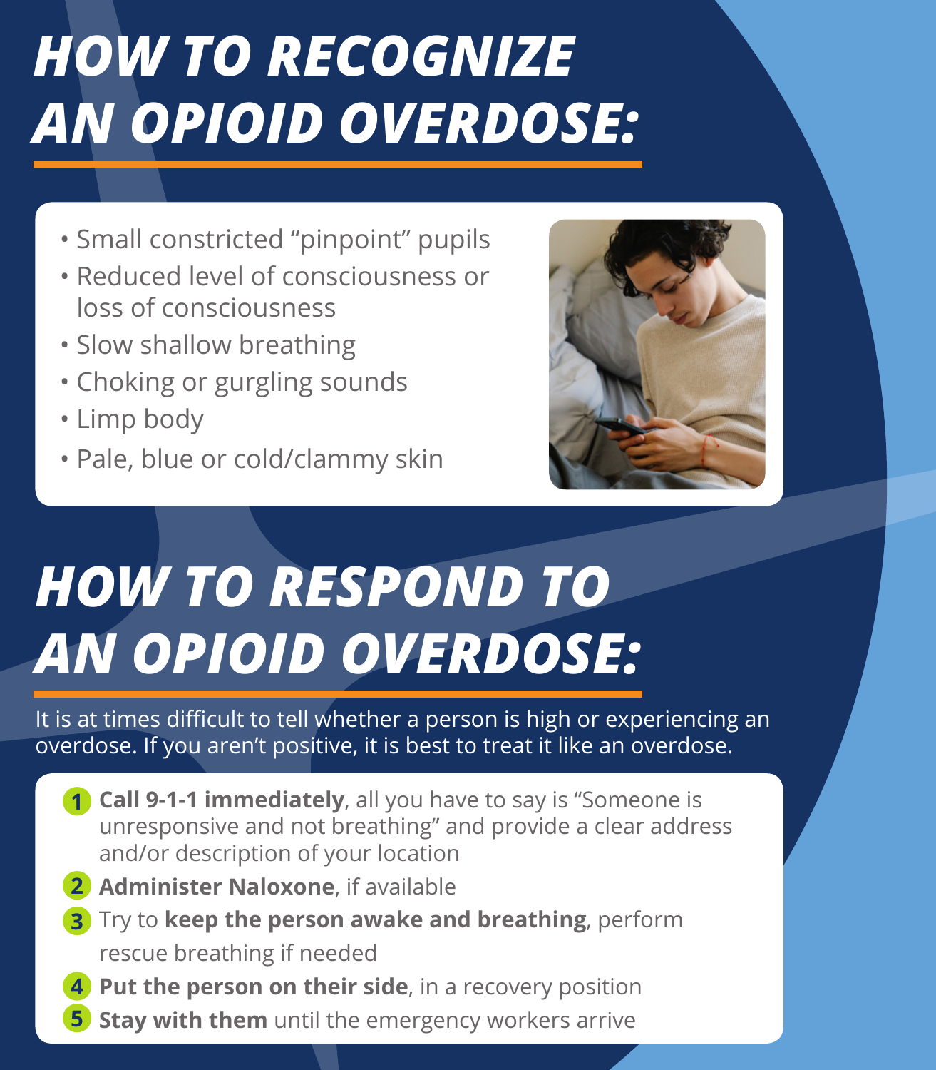# HOW TO RECOGNIZE AN OPIOID OVERDOSE:

- Small constricted "pinpoint" pupils
- Reduced level of consciousness or loss of consciousness
- Slow shallow breathing
- Choking or gurgling sounds
- Limp body
- Pale, blue or cold/clammy skin

# HOW TO RESPOND TO AN OPIOID OVERDOSE:

It is at times difficult to tell whether a person is high or experiencing an overdose. If you aren't positive, it is best to treat it like an overdose.

1. **Call 9-1-1 immediately**, all you have to say is "Someone is unresponsive and not breathing" and provide a clear address and/or description of your location
2. **Administer Naloxone**, if available
3. Try to **keep the person awake and breathing**, perform rescue breathing if needed
4. **Put the person on their side**, in a recovery position
5. **Stay with them** until the emergency workers arrive